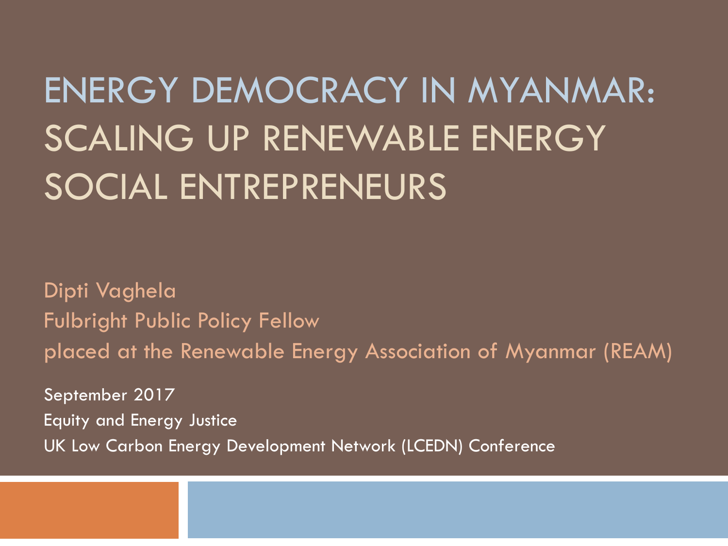# ENERGY DEMOCRACY IN MYANMAR: SCALING UP RENEWABLE ENERGY SOCIAL ENTREPRENEURS

Dipti Vaghela
Fulbright Public Policy Fellow
placed at the Renewable Energy Association of Myanmar (REAM)

September 2017
Equity and Energy Justice
UK Low Carbon Energy Development Network (LCEDN) Conference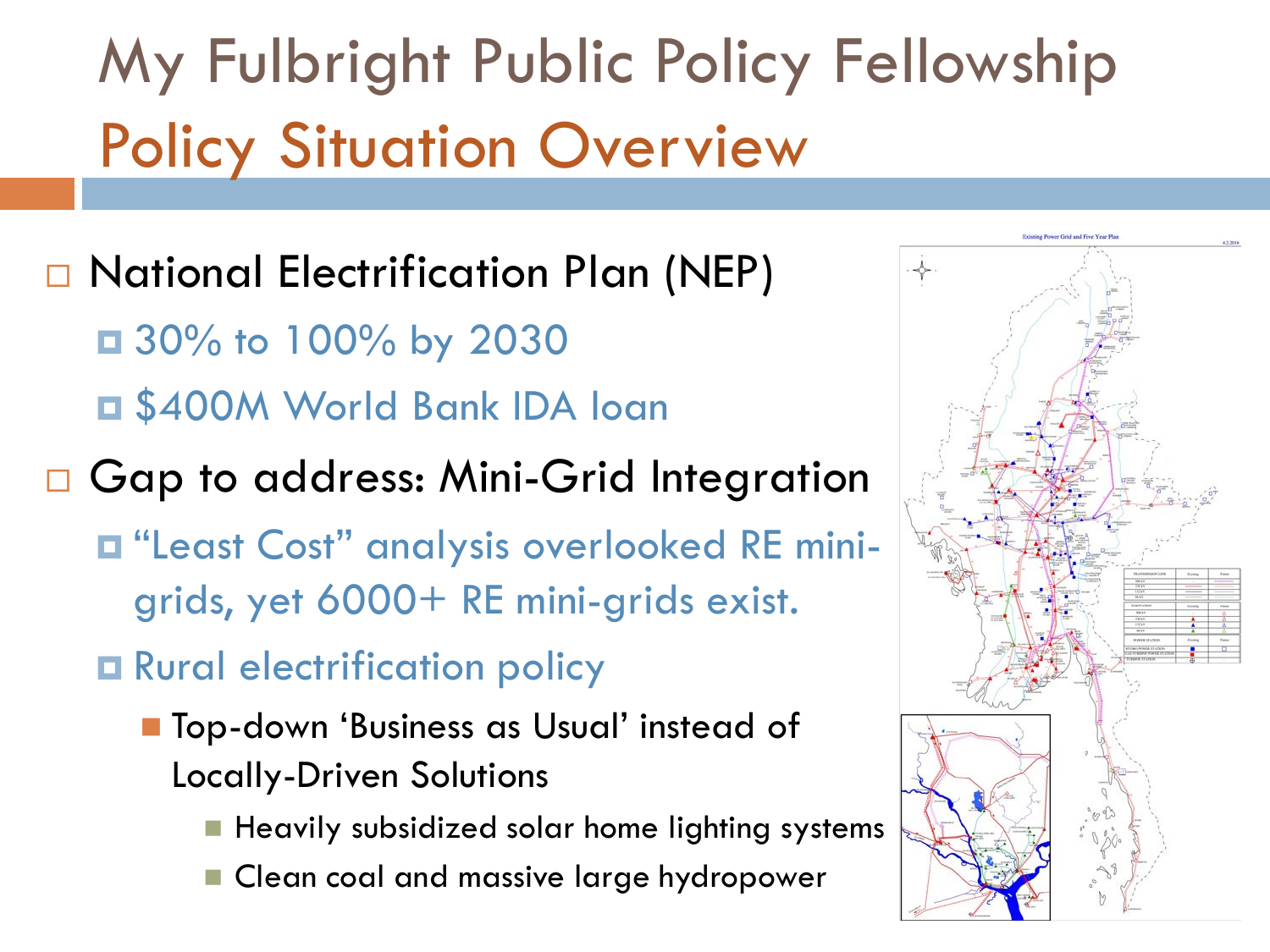# My Fulbright Public Policy Fellowship

## Policy Situation Overview

- National Electrification Plan (NEP)
  - 30% to 100% by 2030
  - $400M World Bank IDA loan
- Gap to address: Mini-Grid Integration
  - "Least Cost" analysis overlooked RE mini-grids, yet 6000+ RE mini-grids exist.
  - Rural electrification policy
    - Top-down 'Business as Usual' instead of Locally-Driven Solutions
      - Heavily subsidized solar home lighting systems
      - Clean coal and massive large hydropower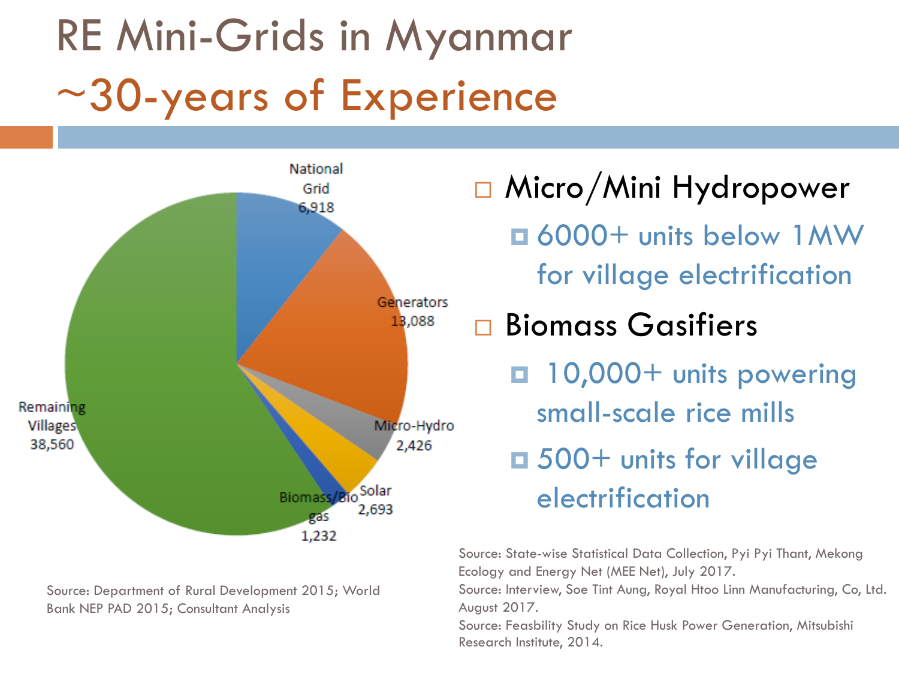# RE Mini-Grids in Myanmar

## ~30-years of Experience

| Category | Villages |
| --- | --- |
| National Grid | 6,918 |
| Generators | 13,088 |
| Micro-Hydro | 2,426 |
| Solar | 2,693 |
| Biomass/Biogas | 1,232 |
| Remaining Villages | 38,560 |

Source: Department of Rural Development 2015; World Bank NEP PAD 2015; Consultant Analysis

- Micro/Mini Hydropower
  - 6000+ units below 1MW for village electrification
- Biomass Gasifiers
  - 10,000+ units powering small-scale rice mills
  - 500+ units for village electrification

Source: State-wise Statistical Data Collection, Pyi Pyi Thant, Mekong Ecology and Energy Net (MEE Net), July 2017.
Source: Interview, Soe Tint Aung, Royal Htoo Linn Manufacturing, Co, Ltd. August 2017.
Source: Feasbility Study on Rice Husk Power Generation, Mitsubishi Research Institute, 2014.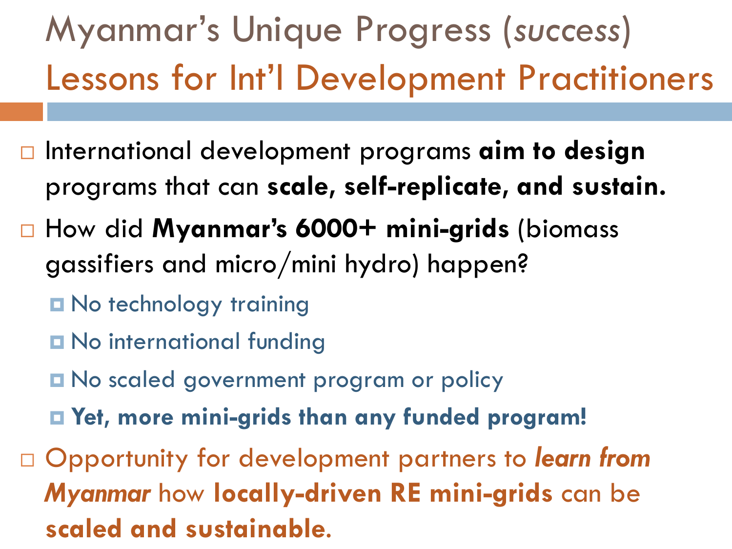# Myanmar's Unique Progress (*success*)
## Lessons for Int'l Development Practitioners

- International development programs **aim to design** programs that can **scale, self-replicate, and sustain.**
- How did **Myanmar's 6000+ mini-grids** (biomass gassifiers and micro/mini hydro) happen?
  - No technology training
  - No international funding
  - No scaled government program or policy
  - **Yet, more mini-grids than any funded program!**
- Opportunity for development partners to ***learn from Myanmar*** how **locally-driven RE mini-grids** can be **scaled and sustainable.**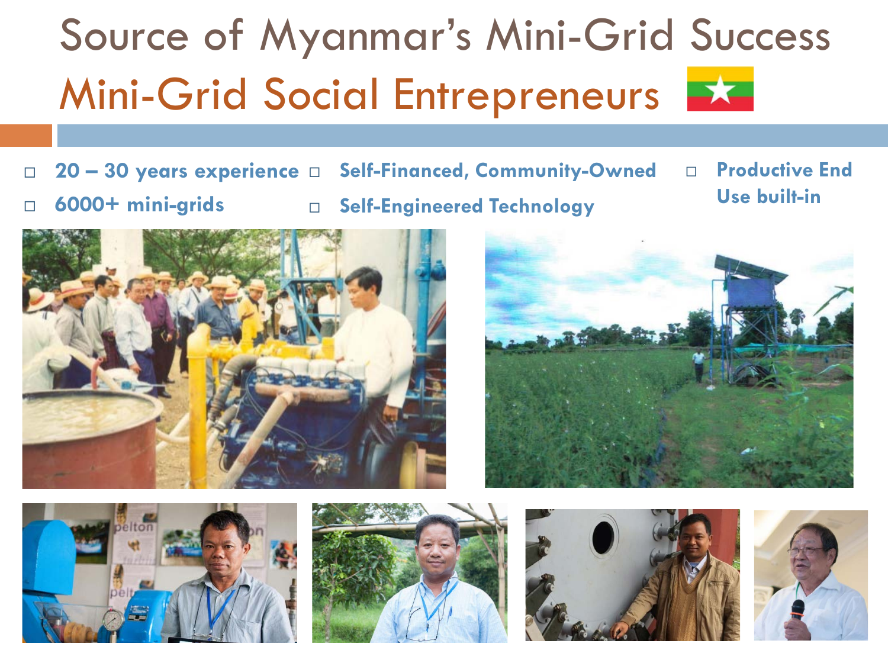# Source of Myanmar's Mini-Grid Success

## Mini-Grid Social Entrepreneurs

- 20 – 30 years experience
- 6000+ mini-grids
- Self-Financed, Community-Owned
- Self-Engineered Technology
- Productive End Use built-in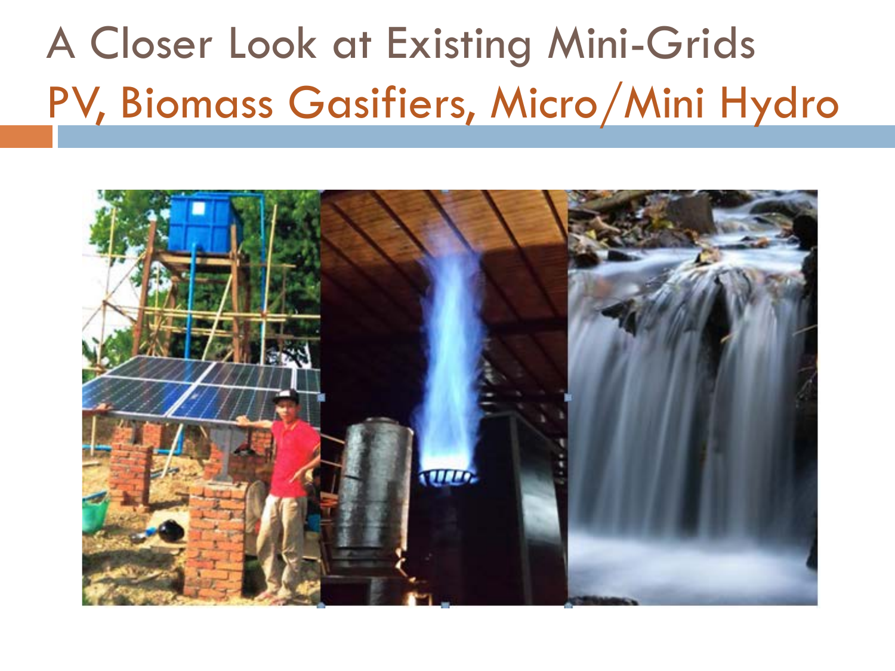# A Closer Look at Existing Mini-Grids

## PV, Biomass Gasifiers, Micro/Mini Hydro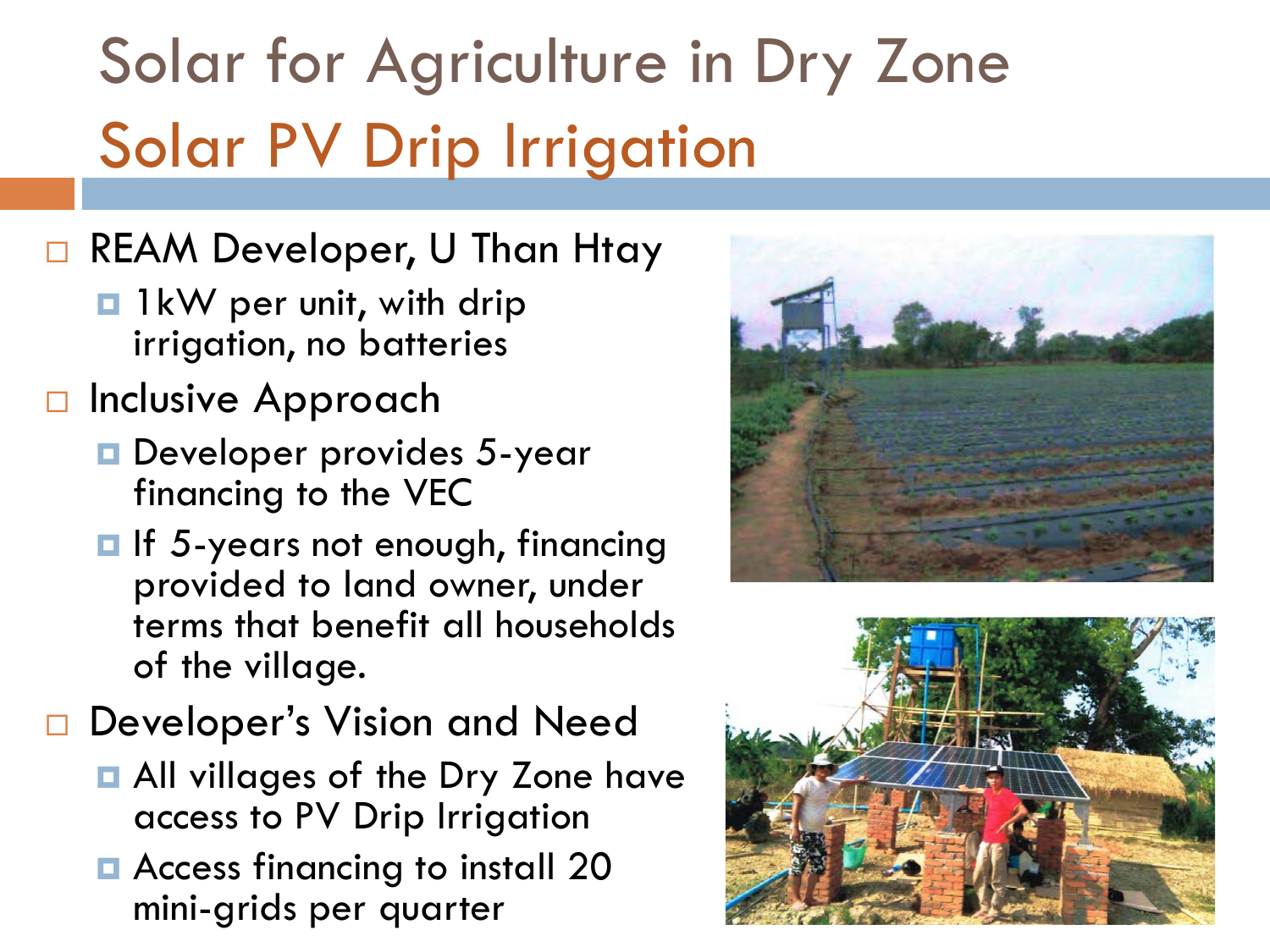# Solar for Agriculture in Dry Zone

## Solar PV Drip Irrigation

- REAM Developer, U Than Htay
  - 1kW per unit, with drip irrigation, no batteries
- Inclusive Approach
  - Developer provides 5-year financing to the VEC
  - If 5-years not enough, financing provided to land owner, under terms that benefit all households of the village.
- Developer's Vision and Need
  - All villages of the Dry Zone have access to PV Drip Irrigation
  - Access financing to install 20 mini-grids per quarter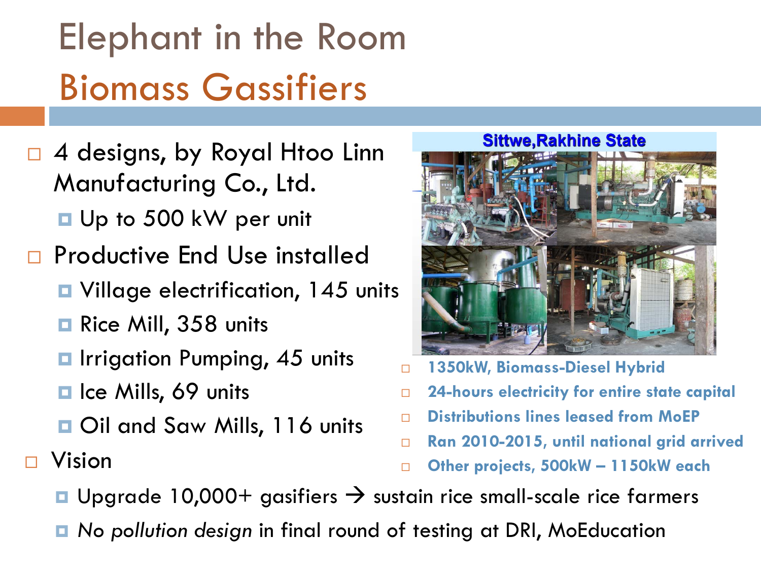# Elephant in the Room
## Biomass Gassifiers

- 4 designs, by Royal Htoo Linn Manufacturing Co., Ltd.
  - Up to 500 kW per unit
- Productive End Use installed
  - Village electrification, 145 units
  - Rice Mill, 358 units
  - Irrigation Pumping, 45 units
  - Ice Mills, 69 units
  - Oil and Saw Mills, 116 units

**Sittwe,Rakhine State**

- **1350kW, Biomass-Diesel Hybrid**
- **24-hours electricity for entire state capital**
- **Distributions lines leased from MoEP**
- **Ran 2010-2015, until national grid arrived**
- **Other projects, 500kW – 1150kW each**

- Vision
  - Upgrade 10,000+ gasifiers → sustain rice small-scale rice farmers
  - *No pollution design* in final round of testing at DRI, MoEducation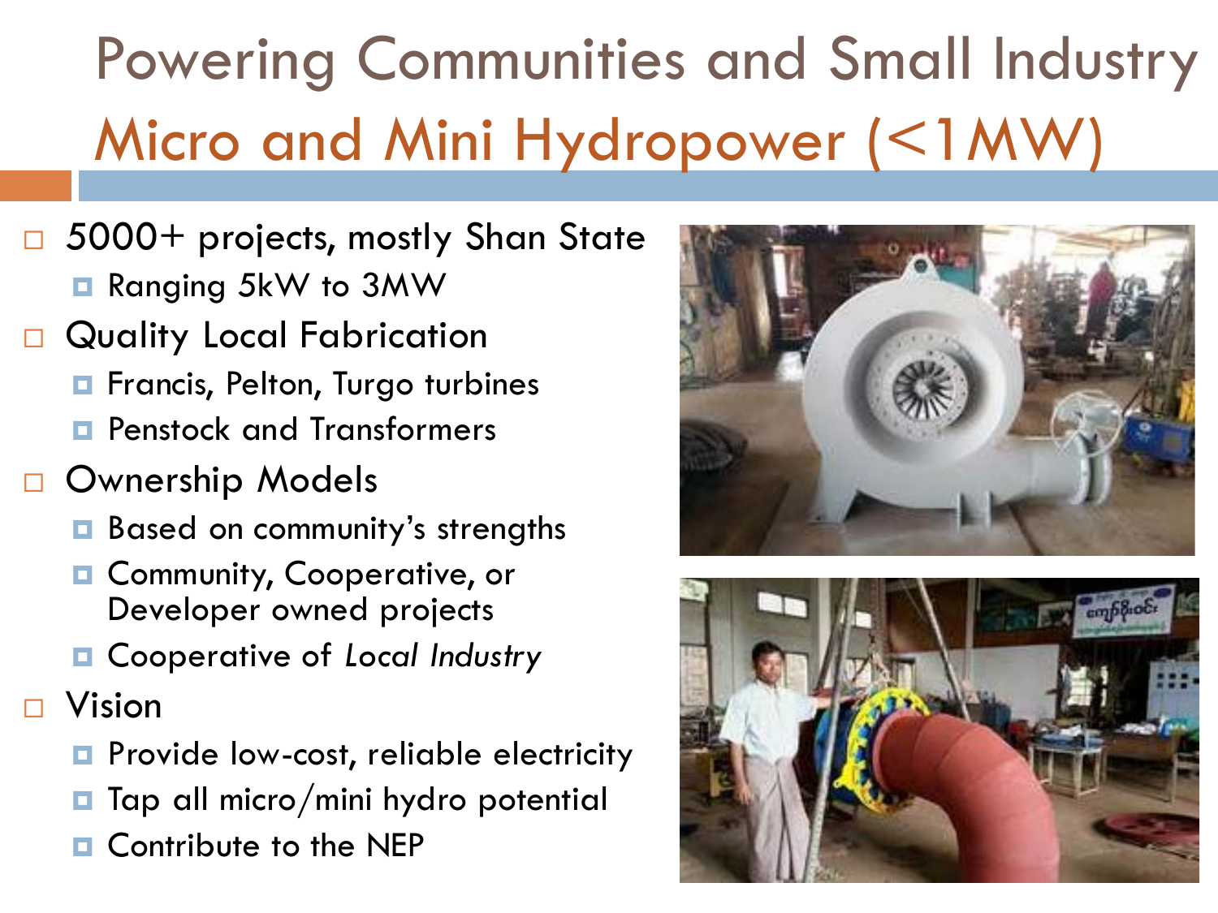# Powering Communities and Small Industry

## Micro and Mini Hydropower (<1MW)

- 5000+ projects, mostly Shan State
  - Ranging 5kW to 3MW
- Quality Local Fabrication
  - Francis, Pelton, Turgo turbines
  - Penstock and Transformers
- Ownership Models
  - Based on community's strengths
  - Community, Cooperative, or Developer owned projects
  - Cooperative of *Local Industry*
- Vision
  - Provide low-cost, reliable electricity
  - Tap all micro/mini hydro potential
  - Contribute to the NEP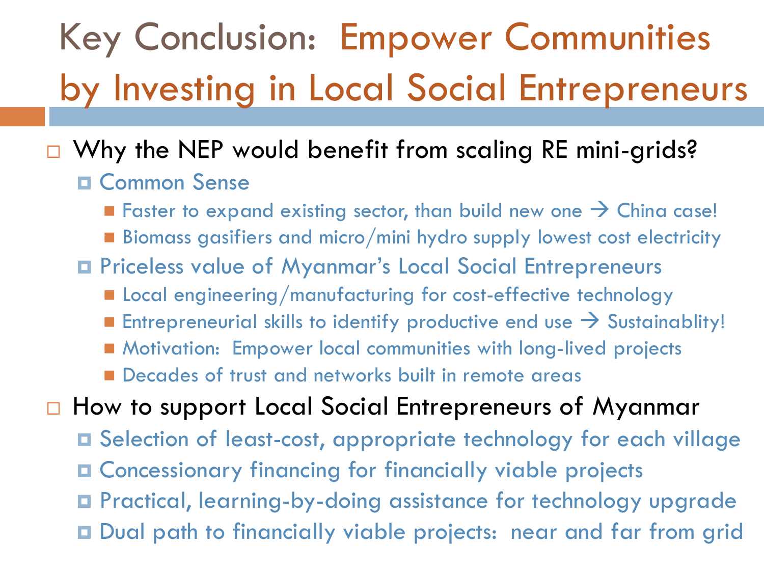# Key Conclusion: Empower Communities by Investing in Local Social Entrepreneurs

- Why the NEP would benefit from scaling RE mini-grids?
  - Common Sense
    - Faster to expand existing sector, than build new one → China case!
    - Biomass gasifiers and micro/mini hydro supply lowest cost electricity
  - Priceless value of Myanmar's Local Social Entrepreneurs
    - Local engineering/manufacturing for cost-effective technology
    - Entrepreneurial skills to identify productive end use → Sustainablity!
    - Motivation: Empower local communities with long-lived projects
    - Decades of trust and networks built in remote areas
- How to support Local Social Entrepreneurs of Myanmar
  - Selection of least-cost, appropriate technology for each village
  - Concessionary financing for financially viable projects
  - Practical, learning-by-doing assistance for technology upgrade
  - Dual path to financially viable projects: near and far from grid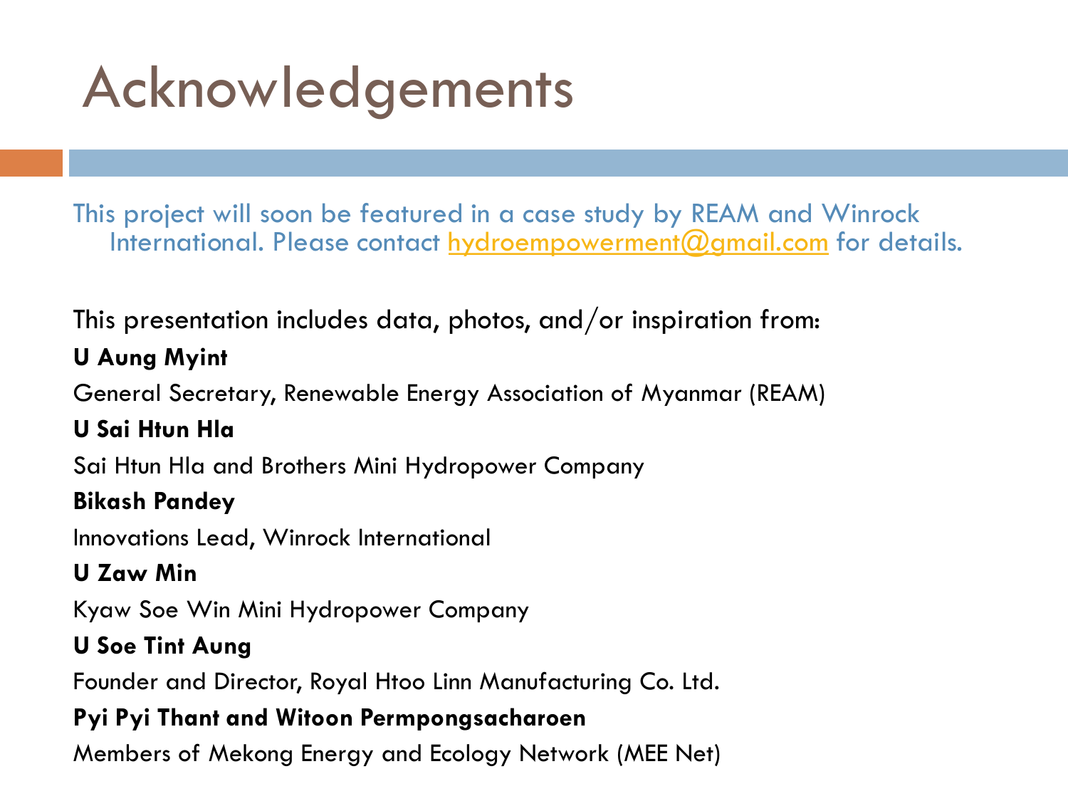# Acknowledgements

This project will soon be featured in a case study by REAM and Winrock International. Please contact hydroempowerment@gmail.com for details.

This presentation includes data, photos, and/or inspiration from:

**U Aung Myint**

General Secretary, Renewable Energy Association of Myanmar (REAM)

**U Sai Htun Hla**

Sai Htun Hla and Brothers Mini Hydropower Company

**Bikash Pandey**

Innovations Lead, Winrock International

**U Zaw Min**

Kyaw Soe Win Mini Hydropower Company

**U Soe Tint Aung**

Founder and Director, Royal Htoo Linn Manufacturing Co. Ltd.

**Pyi Pyi Thant and Witoon Permpongsacharoen**

Members of Mekong Energy and Ecology Network (MEE Net)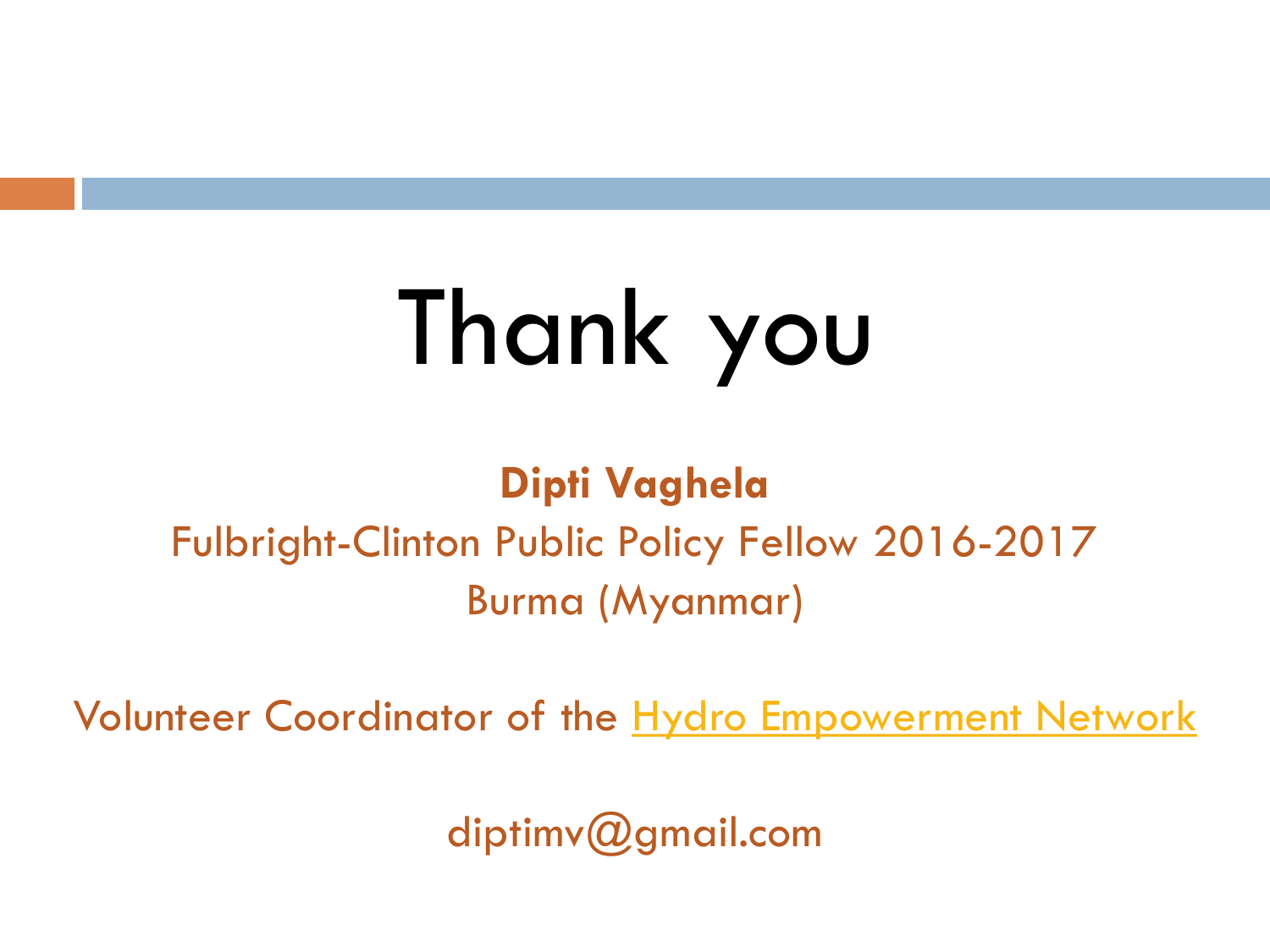# Thank you

**Dipti Vaghela**

Fulbright-Clinton Public Policy Fellow 2016-2017

Burma (Myanmar)

Volunteer Coordinator of the Hydro Empowerment Network

diptimv@gmail.com